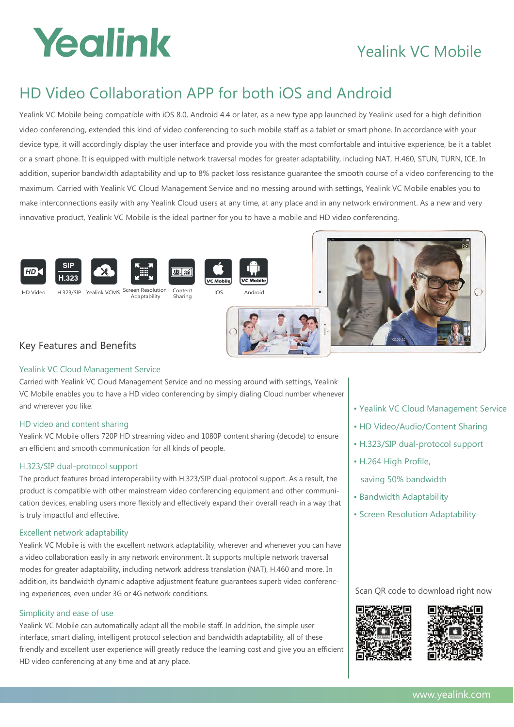# Yealink

## Yealink VC Mobile

# HD Video Collaboration APP for both iOS and Android

Yealink VC Mobile being compatible with iOS 8.0, Android 4.4 or later, as a new type app launched by Yealink used for a high definition video conferencing, extended this kind of video conferencing to such mobile staff as a tablet or smart phone. In accordance with your device type, it will accordingly display the user interface and provide you with the most comfortable and intuitive experience, be it a tablet or a smart phone. It is equipped with multiple network traversal modes for greater adaptability, including NAT, H.460, STUN, TURN, ICE. In addition, superior bandwidth adaptability and up to 8% packet loss resistance guarantee the smooth course of a video conferencing to the maximum. Carried with Yealink VC Cloud Management Service and no messing around with settings, Yealink VC Mobile enables you to make interconnections easily with any Yealink Cloud users at any time, at any place and in any network environment. As a new and very innovative product, Yealink VC Mobile is the ideal partner for you to have a mobile and HD video conferencing.

HD Video | H.323/SIP | Yealink VCMS | Screen Resolution Adaptability | Content Sharing | iOS | Android

## Key Features and Benefits

### Yealink VC Cloud Management Service

Carried with Yealink VC Cloud Management Service and no messing around with settings, Yealink VC Mobile enables you to have a HD video conferencing by simply dialing Cloud number whenever and wherever you like.

### HD video and content sharing

Yealink VC Mobile offers 720P HD streaming video and 1080P content sharing (decode) to ensure an efficient and smooth communication for all kinds of people.

### H.323/SIP dual-protocol support

The product features broad interoperability with H.323/SIP dual-protocol support. As a result, the product is compatible with other mainstream video conferencing equipment and other communication devices, enabling users more flexibly and effectively expand their overall reach in a way that is truly impactful and effective.

### Excellent network adaptability

Yealink VC Mobile is with the excellent network adaptability, wherever and whenever you can have a video collaboration easily in any network environment. It supports multiple network traversal modes for greater adaptability, including network address translation (NAT), H.460 and more. In addition, its bandwidth dynamic adaptive adjustment feature guarantees superb video conferencing experiences, even under 3G or 4G network conditions.

### Simplicity and ease of use

Yealink VC Mobile can automatically adapt all the mobile staff. In addition, the simple user interface, smart dialing, intelligent protocol selection and bandwidth adaptability, all of these friendly and excellent user experience will greatly reduce the learning cost and give you an efficient HD video conferencing at any time and at any place.

- Yealink VC Cloud Management Service
- HD Video/Audio/Content Sharing
- H.323/SIP dual-protocol support
- H.264 High Profile, saving 50% bandwidth
- Bandwidth Adaptability
- Screen Resolution Adaptability

Scan QR code to download right now

www.yealink.com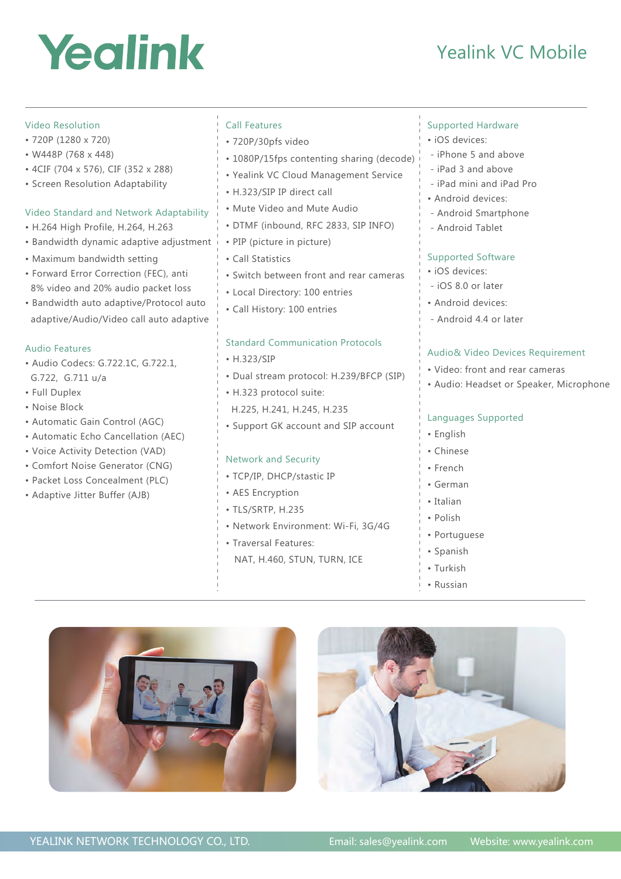# Yealink

## Yealink VC Mobile

### Video Resolution

- 720P (1280 x 720)
- W448P (768 x 448)
- 4CIF (704 x 576), CIF (352 x 288)
- Screen Resolution Adaptability

### Video Standard and Network Adaptability

- H.264 High Profile, H.264, H.263
- Bandwidth dynamic adaptive adjustment
- Maximum bandwidth setting
- Forward Error Correction (FEC), anti 8% video and 20% audio packet loss
- Bandwidth auto adaptive/Protocol auto adaptive/Audio/Video call auto adaptive

### Audio Features

- Audio Codecs: G.722.1C, G.722.1, G.722, G.711 u/a
- Full Duplex
- Noise Block
- Automatic Gain Control (AGC)
- Automatic Echo Cancellation (AEC)
- Voice Activity Detection (VAD)
- Comfort Noise Generator (CNG)
- Packet Loss Concealment (PLC)
- Adaptive Jitter Buffer (AJB)

### Call Features

- 720P/30pfs video
- 1080P/15fps contenting sharing (decode)
- Yealink VC Cloud Management Service
- H.323/SIP IP direct call
- Mute Video and Mute Audio
- DTMF (inbound, RFC 2833, SIP INFO)
- PIP (picture in picture)
- Call Statistics
- Switch between front and rear cameras
- Local Directory: 100 entries
- Call History: 100 entries

### Standard Communication Protocols

- H.323/SIP
- Dual stream protocol: H.239/BFCP (SIP)
- H.323 protocol suite: H.225, H.241, H.245, H.235
- Support GK account and SIP account

### Network and Security

- TCP/IP, DHCP/stastic IP
- AES Encryption
- TLS/SRTP, H.235
- Network Environment: Wi-Fi, 3G/4G
- Traversal Features: NAT, H.460, STUN, TURN, ICE

### Supported Hardware

- iOS devices:
  - iPhone 5 and above
  - iPad 3 and above
  - iPad mini and iPad Pro
- Android devices:
  - Android Smartphone
  - Android Tablet

### Supported Software

- iOS devices:
  - iOS 8.0 or later
- Android devices:
  - Android 4.4 or later

### Audio& Video Devices Requirement

- Video: front and rear cameras
- Audio: Headset or Speaker, Microphone

### Languages Supported

- English
- Chinese
- French
- German
- Italian
- Polish
- Portuguese
- Spanish
- Turkish
- Russian

YEALINK NETWORK TECHNOLOGY CO., LTD. Email: sales@yealink.com Website: www.yealink.com